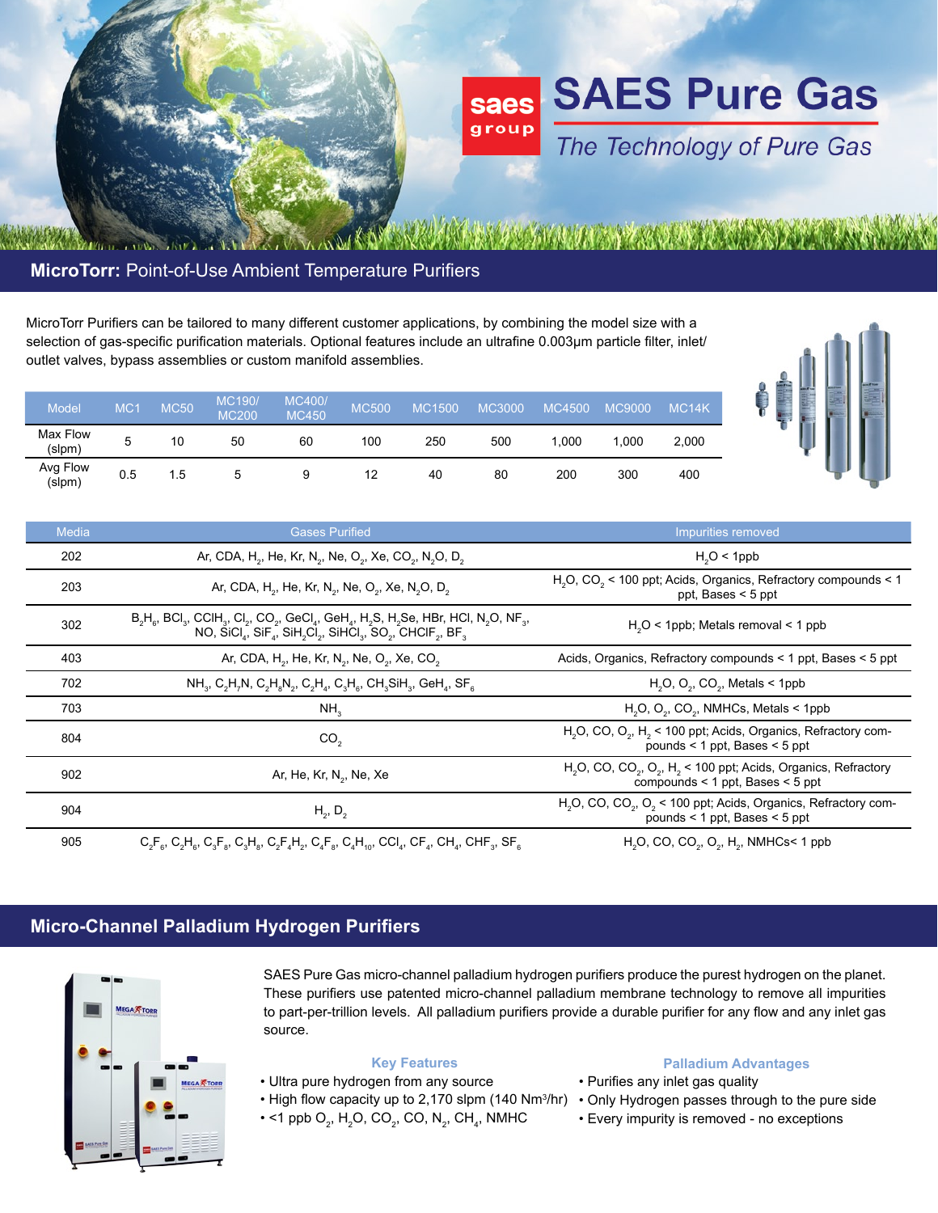# SAES Pure Gas

*The Technology of Pure Gas*

## MicroTorr: Point-of-Use Ambient Temperature Purifiers

MicroTorr Purifiers can be tailored to many different customer applications, by combining the model size with a selection of gas-specific purification materials. Optional features include an ultrafine 0.003µm particle filter, inlet/outlet valves, bypass assemblies or custom manifold assemblies.

| Model | MC1 | MC50 | MC190/ MC200 | MC400/ MC450 | MC500 | MC1500 | MC3000 | MC4500 | MC9000 | MC14K |
|---|---|---|---|---|---|---|---|---|---|---|
| Max Flow (slpm) | 5 | 10 | 50 | 60 | 100 | 250 | 500 | 1,000 | 1,000 | 2,000 |
| Avg Flow (slpm) | 0.5 | 1.5 | 5 | 9 | 12 | 40 | 80 | 200 | 300 | 400 |

| Media | Gases Purified | Impurities removed |
|---|---|---|
| 202 | Ar, CDA, $H_2$, He, Kr, $N_2$, Ne, $O_2$, Xe, $CO_2$, $N_2O$, $D_2$ | $H_2O$ < 1ppb |
| 203 | Ar, CDA, $H_2$, He, Kr, $N_2$, Ne, $O_2$, Xe, $N_2O$, $D_2$ | $H_2O$, $CO_2$ < 100 ppt; Acids, Organics, Refractory compounds < 1 ppt, Bases < 5 ppt |
| 302 | $B_2H_6$, $BCl_3$, $CClH_3$, $Cl_2$, CO, $CO_2$, $GeCl_4$, $GeH_4$, $H_2S$, $H_2Se$, HBr, HCl, $N_2O$, $NF_3$, NO, $SiCl_4$, $SiF_4$, $SiH_2Cl_2$, $SiHCl_3$, $SO_2$, $CHClF_2$, $BF_3$ | $H_2O$ < 1ppb; Metals removal < 1 ppb |
| 403 | Ar, CDA, $H_2$, He, Kr, $N_2$, Ne, $O_2$, Xe, $CO_2$ | Acids, Organics, Refractory compounds < 1 ppt, Bases < 5 ppt |
| 702 | $NH_3$, $C_2H_7N$, $C_2H_8N_2$, $C_2H_4$, $C_3H_6$, $CH_3SiH_3$, $GeH_4$, $SF_6$ | $H_2O$, $O_2$, $CO_2$, Metals < 1ppb |
| 703 | $NH_3$ | $H_2O$, $O_2$, $CO_2$, NMHCs, Metals < 1ppb |
| 804 | $CO_2$ | $H_2O$, CO, $O_2$, $H_2$ < 100 ppt; Acids, Organics, Refractory compounds < 1 ppt, Bases < 5 ppt |
| 902 | Ar, He, Kr, $N_2$, Ne, Xe | $H_2O$, CO, $CO_2$, $O_2$, $H_2$ < 100 ppt; Acids, Organics, Refractory compounds < 1 ppt, Bases < 5 ppt |
| 904 | $H_2$, $D_2$ | $H_2O$, CO, $CO_2$, $O_2$ < 100 ppt; Acids, Organics, Refractory compounds < 1 ppt, Bases < 5 ppt |
| 905 | $C_2F_6$, $C_2H_6$, $C_3F_8$, $C_3H_8$, $C_2F_4H_2$, $C_4F_8$, $C_4H_{10}$, $CCl_4$, $CF_4$, $CH_4$, $CHF_3$, $SF_6$ | $H_2O$, CO, $CO_2$, $O_2$, $H_2$, NMHCs< 1 ppb |

## Micro-Channel Palladium Hydrogen Purifiers

SAES Pure Gas micro-channel palladium hydrogen purifiers produce the purest hydrogen on the planet. These purifiers use patented micro-channel palladium membrane technology to remove all impurities to part-per-trillion levels. All palladium purifiers provide a durable purifier for any flow and any inlet gas source.

### Key Features

- Ultra pure hydrogen from any source
- High flow capacity up to 2,170 slpm (140 Nm³/hr)
- <1 ppb $O_2$, $H_2O$, $CO_2$, CO, $N_2$, $CH_4$, NMHC

### Palladium Advantages

- Purifies any inlet gas quality
- Only Hydrogen passes through to the pure side
- Every impurity is removed - no exceptions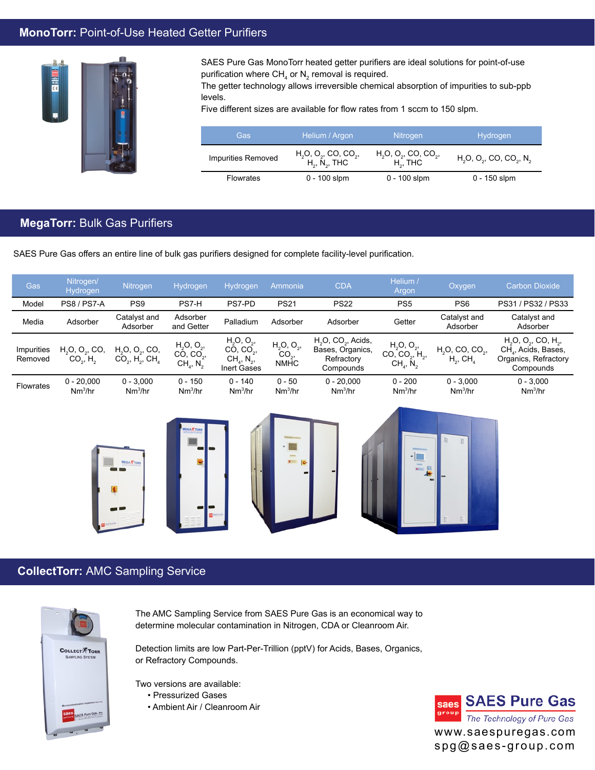## **MonoTorr:** Point-of-Use Heated Getter Purifiers

SAES Pure Gas MonoTorr heated getter purifiers are ideal solutions for point-of-use purification where $CH_4$ or $N_2$ removal is required.
The getter technology allows irreversible chemical absorption of impurities to sub-ppb levels.
Five different sizes are available for flow rates from 1 sccm to 150 slpm.

| Gas | Helium / Argon | Nitrogen | Hydrogen |
|---|---|---|---|
| Impurities Removed | $H_2O$, $O_2$, CO, $CO_2$, $H_2$, $N_2$, THC | $H_2O$, $O_2$, CO, $CO_2$, $H_2$, THC | $H_2O$, $O_2$, CO, $CO_2$, $N_2$ |
| Flowrates | 0 - 100 slpm | 0 - 100 slpm | 0 - 150 slpm |

## **MegaTorr:** Bulk Gas Purifiers

SAES Pure Gas offers an entire line of bulk gas purifiers designed for complete facility-level purification.

| Gas | Nitrogen/ Hydrogen | Nitrogen | Hydrogen | Hydrogen | Ammonia | CDA | Helium / Argon | Oxygen | Carbon Dioxide |
|---|---|---|---|---|---|---|---|---|---|
| Model | PS8 / PS7-A | PS9 | PS7-H | PS7-PD | PS21 | PS22 | PS5 | PS6 | PS31 / PS32 / PS33 |
| Media | Adsorber | Catalyst and Adsorber | Adsorber and Getter | Palladium | Adsorber | Adsorber | Getter | Catalyst and Adsorber | Catalyst and Adsorber |
| Impurities Removed | $H_2O$, $O_2$, CO, $CO_2$, $H_2$ | $H_2O$, $O_2$, CO, $CO_2$, $H_2$, $CH_4$ | $H_2O$, $O_2$, CO, $CO_2$, $CH_4$, $N_2$ | $H_2O$, $O_2$, CO, $CO_2$, $CH_4$, $N_2$, Inert Gases | $H_2O$, $O_2$, $CO_2$, NMHC | $H_2O$, $CO_2$, Acids, Bases, Organics, Refractory Compounds | $H_2O$, $O_2$, CO, $CO_2$, $H_2$, $CH_4$, $N_2$ | $H_2O$, CO, $CO_2$, $H_2$, $CH_4$ | $H_2O$, $O_2$, CO, $H_2$, $CH_4$, Acids, Bases, Organics, Refractory Compounds |
| Flowrates | 0 - 20,000 $Nm^3/hr$ | 0 - 3,000 $Nm^3/hr$ | 0 - 150 $Nm^3/hr$ | 0 - 140 $Nm^3/hr$ | 0 - 50 $Nm^3/hr$ | 0 - 20,000 $Nm^3/hr$ | 0 - 200 $Nm^3/hr$ | 0 - 3,000 $Nm^3/hr$ | 0 - 3,000 $Nm^3/hr$ |

## **CollectTorr:** AMC Sampling Service

The AMC Sampling Service from SAES Pure Gas is an economical way to determine molecular contamination in Nitrogen, CDA or Cleanroom Air.

Detection limits are low Part-Per-Trillion (pptV) for Acids, Bases, Organics, or Refractory Compounds.

Two versions are available:

- Pressurized Gases
- Ambient Air / Cleanroom Air

**SAES Pure Gas**
*The Technology of Pure Gas*
www.saespuregas.com
spg@saes-group.com